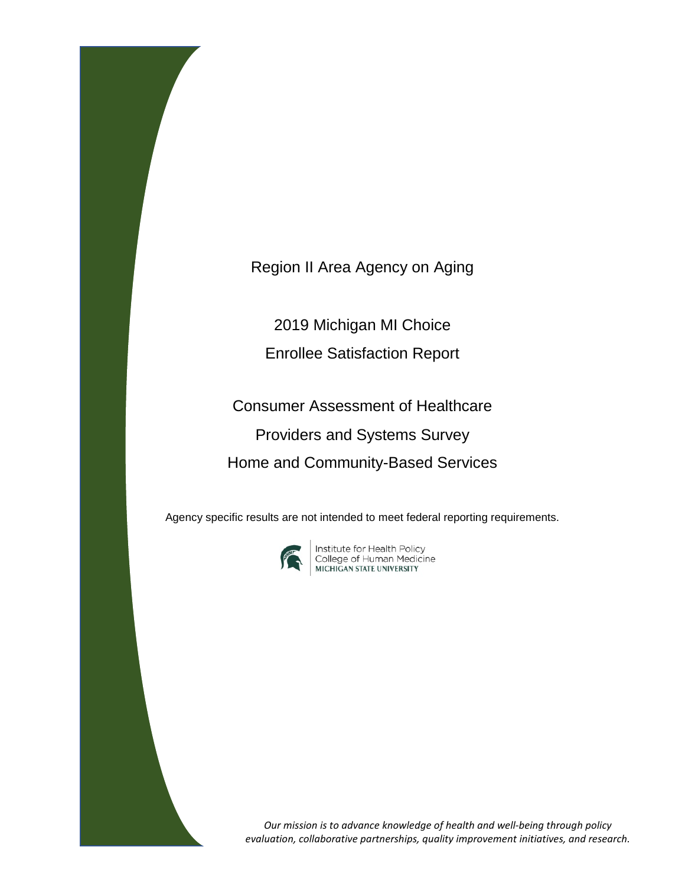# Region II Area Agency on Aging

## 2019 Michigan MI Choice Enrollee Satisfaction Report

## Consumer Assessment of Healthcare Providers and Systems Survey Home and Community-Based Services

Agency specific results are not intended to meet federal reporting requirements.

Institute for Health Policy
College of Human Medicine
MICHIGAN STATE UNIVERSITY

*Our mission is to advance knowledge of health and well-being through policy evaluation, collaborative partnerships, quality improvement initiatives, and research.*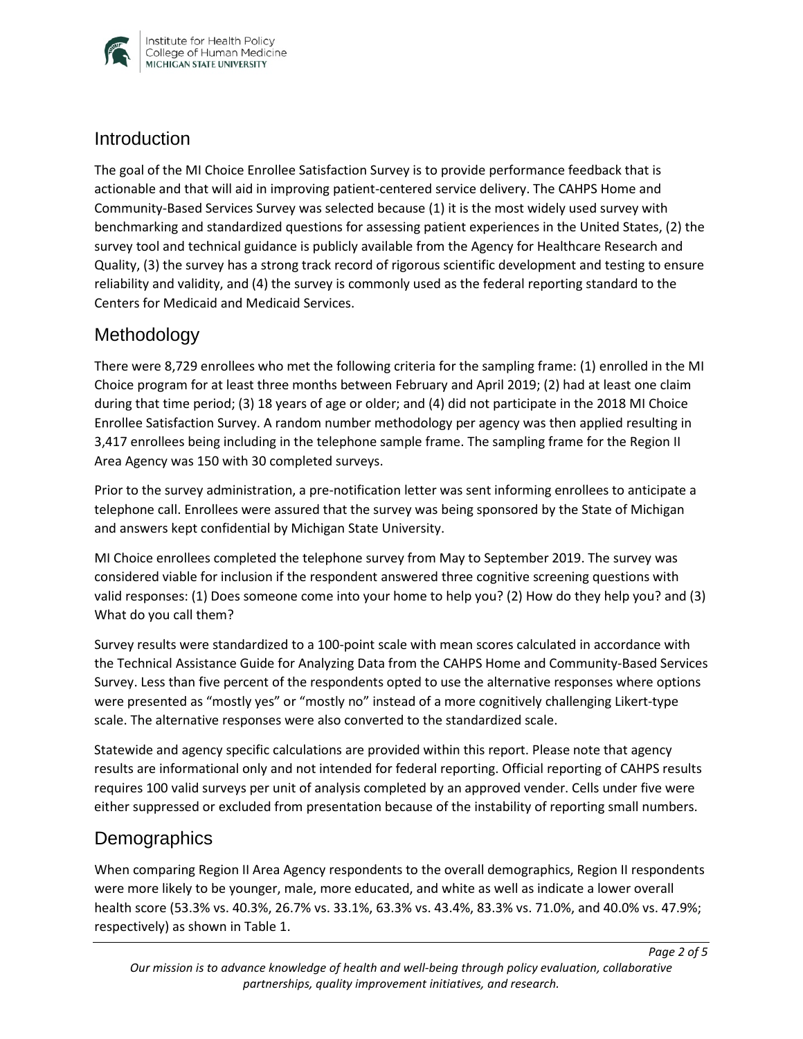## Introduction

The goal of the MI Choice Enrollee Satisfaction Survey is to provide performance feedback that is actionable and that will aid in improving patient-centered service delivery. The CAHPS Home and Community-Based Services Survey was selected because (1) it is the most widely used survey with benchmarking and standardized questions for assessing patient experiences in the United States, (2) the survey tool and technical guidance is publicly available from the Agency for Healthcare Research and Quality, (3) the survey has a strong track record of rigorous scientific development and testing to ensure reliability and validity, and (4) the survey is commonly used as the federal reporting standard to the Centers for Medicaid and Medicaid Services.

## Methodology

There were 8,729 enrollees who met the following criteria for the sampling frame: (1) enrolled in the MI Choice program for at least three months between February and April 2019; (2) had at least one claim during that time period; (3) 18 years of age or older; and (4) did not participate in the 2018 MI Choice Enrollee Satisfaction Survey. A random number methodology per agency was then applied resulting in 3,417 enrollees being including in the telephone sample frame. The sampling frame for the Region II Area Agency was 150 with 30 completed surveys.

Prior to the survey administration, a pre-notification letter was sent informing enrollees to anticipate a telephone call. Enrollees were assured that the survey was being sponsored by the State of Michigan and answers kept confidential by Michigan State University.

MI Choice enrollees completed the telephone survey from May to September 2019. The survey was considered viable for inclusion if the respondent answered three cognitive screening questions with valid responses: (1) Does someone come into your home to help you? (2) How do they help you? and (3) What do you call them?

Survey results were standardized to a 100-point scale with mean scores calculated in accordance with the Technical Assistance Guide for Analyzing Data from the CAHPS Home and Community-Based Services Survey. Less than five percent of the respondents opted to use the alternative responses where options were presented as "mostly yes" or "mostly no" instead of a more cognitively challenging Likert-type scale. The alternative responses were also converted to the standardized scale.

Statewide and agency specific calculations are provided within this report. Please note that agency results are informational only and not intended for federal reporting. Official reporting of CAHPS results requires 100 valid surveys per unit of analysis completed by an approved vender. Cells under five were either suppressed or excluded from presentation because of the instability of reporting small numbers.

## Demographics

When comparing Region II Area Agency respondents to the overall demographics, Region II respondents were more likely to be younger, male, more educated, and white as well as indicate a lower overall health score (53.3% vs. 40.3%, 26.7% vs. 33.1%, 63.3% vs. 43.4%, 83.3% vs. 71.0%, and 40.0% vs. 47.9%; respectively) as shown in Table 1.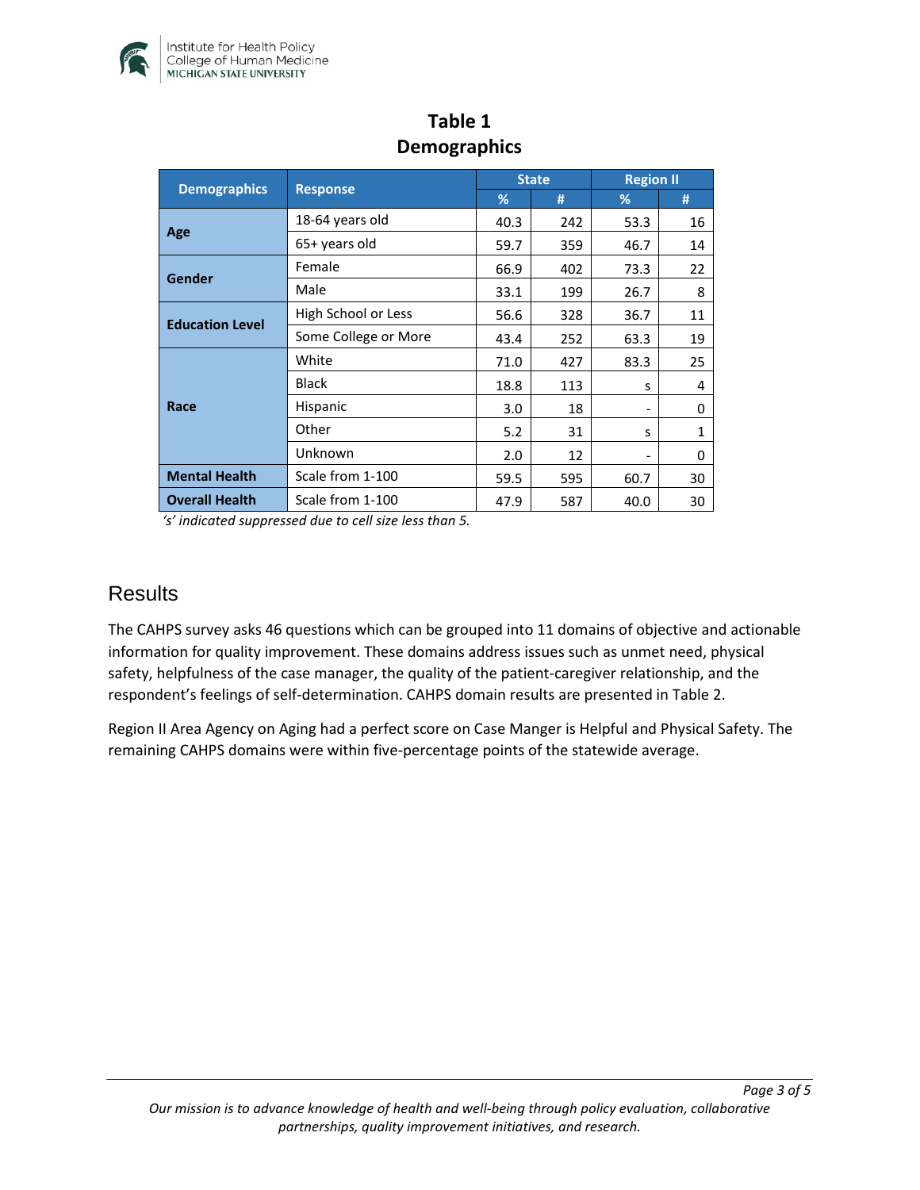# Table 1
## Demographics

| Demographics | Response | State | | Region II | |
|---|---|---|---|---|---|
| | | % | # | % | # |
| Age | 18-64 years old | 40.3 | 242 | 53.3 | 16 |
| | 65+ years old | 59.7 | 359 | 46.7 | 14 |
| Gender | Female | 66.9 | 402 | 73.3 | 22 |
| | Male | 33.1 | 199 | 26.7 | 8 |
| Education Level | High School or Less | 56.6 | 328 | 36.7 | 11 |
| | Some College or More | 43.4 | 252 | 63.3 | 19 |
| Race | White | 71.0 | 427 | 83.3 | 25 |
| | Black | 18.8 | 113 | s | 4 |
| | Hispanic | 3.0 | 18 | - | 0 |
| | Other | 5.2 | 31 | s | 1 |
| | Unknown | 2.0 | 12 | - | 0 |
| Mental Health | Scale from 1-100 | 59.5 | 595 | 60.7 | 30 |
| Overall Health | Scale from 1-100 | 47.9 | 587 | 40.0 | 30 |

*'s' indicated suppressed due to cell size less than 5.*

## Results

The CAHPS survey asks 46 questions which can be grouped into 11 domains of objective and actionable information for quality improvement. These domains address issues such as unmet need, physical safety, helpfulness of the case manager, the quality of the patient-caregiver relationship, and the respondent's feelings of self-determination. CAHPS domain results are presented in Table 2.

Region II Area Agency on Aging had a perfect score on Case Manger is Helpful and Physical Safety. The remaining CAHPS domains were within five-percentage points of the statewide average.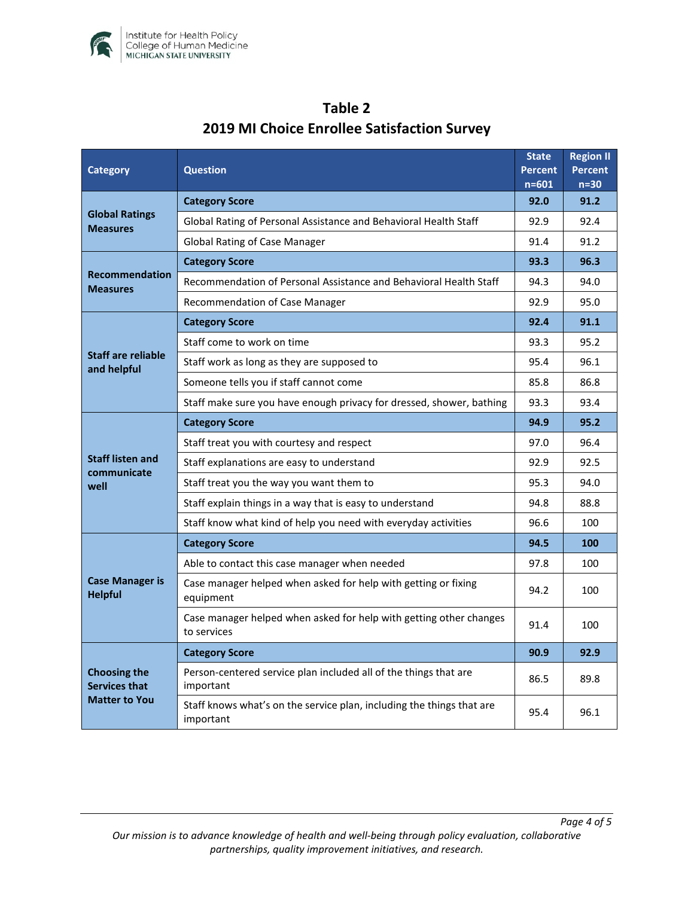## Table 2
## 2019 MI Choice Enrollee Satisfaction Survey

| Category | Question | State Percent n=601 | Region II Percent n=30 |
|---|---|---|---|
| **Global Ratings Measures** | **Category Score** | **92.0** | **91.2** |
| | Global Rating of Personal Assistance and Behavioral Health Staff | 92.9 | 92.4 |
| | Global Rating of Case Manager | 91.4 | 91.2 |
| **Recommendation Measures** | **Category Score** | **93.3** | **96.3** |
| | Recommendation of Personal Assistance and Behavioral Health Staff | 94.3 | 94.0 |
| | Recommendation of Case Manager | 92.9 | 95.0 |
| **Staff are reliable and helpful** | **Category Score** | **92.4** | **91.1** |
| | Staff come to work on time | 93.3 | 95.2 |
| | Staff work as long as they are supposed to | 95.4 | 96.1 |
| | Someone tells you if staff cannot come | 85.8 | 86.8 |
| | Staff make sure you have enough privacy for dressed, shower, bathing | 93.3 | 93.4 |
| **Staff listen and communicate well** | **Category Score** | **94.9** | **95.2** |
| | Staff treat you with courtesy and respect | 97.0 | 96.4 |
| | Staff explanations are easy to understand | 92.9 | 92.5 |
| | Staff treat you the way you want them to | 95.3 | 94.0 |
| | Staff explain things in a way that is easy to understand | 94.8 | 88.8 |
| | Staff know what kind of help you need with everyday activities | 96.6 | 100 |
| **Case Manager is Helpful** | **Category Score** | **94.5** | **100** |
| | Able to contact this case manager when needed | 97.8 | 100 |
| | Case manager helped when asked for help with getting or fixing equipment | 94.2 | 100 |
| | Case manager helped when asked for help with getting other changes to services | 91.4 | 100 |
| **Choosing the Services that Matter to You** | **Category Score** | **90.9** | **92.9** |
| | Person-centered service plan included all of the things that are important | 86.5 | 89.8 |
| | Staff knows what's on the service plan, including the things that are important | 95.4 | 96.1 |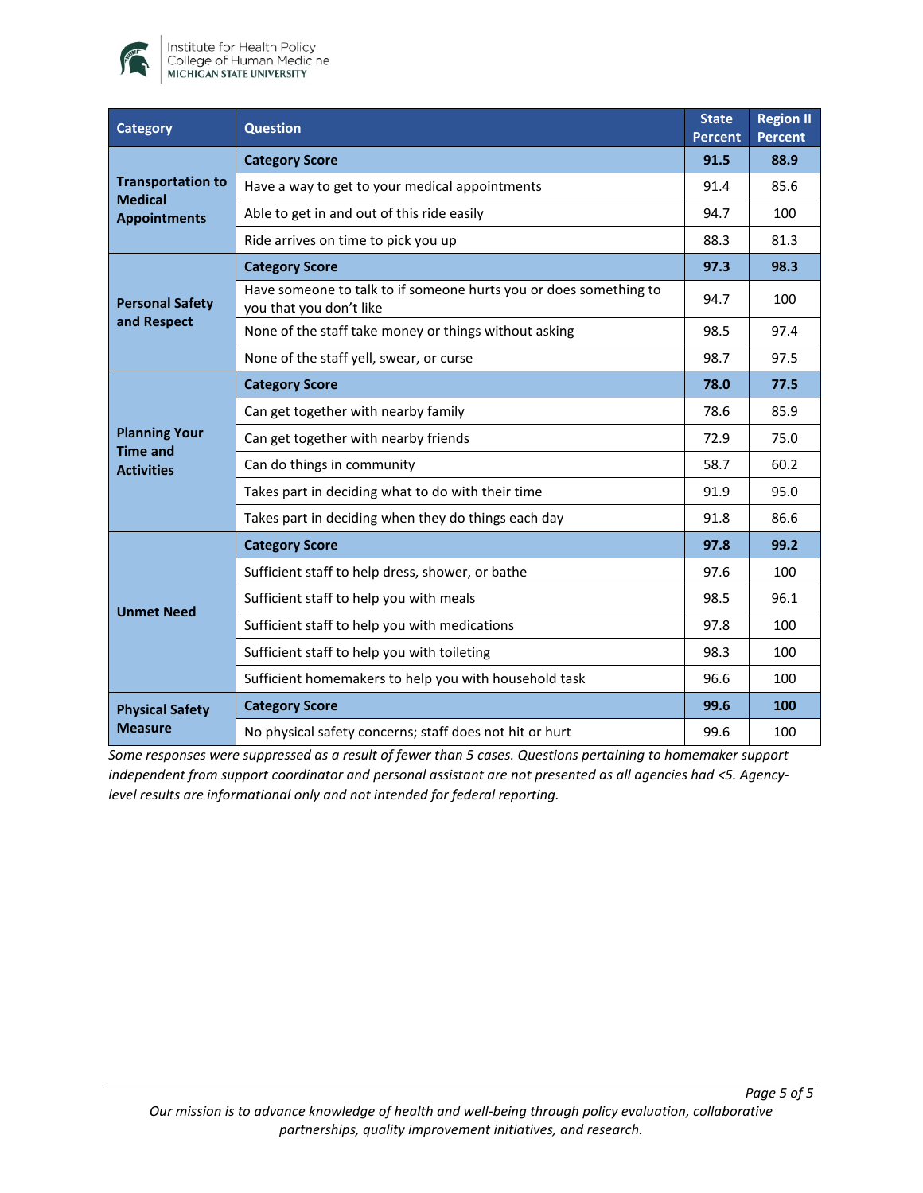| Category | Question | State Percent | Region II Percent |
|---|---|---|---|
| Transportation to Medical Appointments | **Category Score** | **91.5** | **88.9** |
| | Have a way to get to your medical appointments | 91.4 | 85.6 |
| | Able to get in and out of this ride easily | 94.7 | 100 |
| | Ride arrives on time to pick you up | 88.3 | 81.3 |
| Personal Safety and Respect | **Category Score** | **97.3** | **98.3** |
| | Have someone to talk to if someone hurts you or does something to you that you don't like | 94.7 | 100 |
| | None of the staff take money or things without asking | 98.5 | 97.4 |
| | None of the staff yell, swear, or curse | 98.7 | 97.5 |
| Planning Your Time and Activities | **Category Score** | **78.0** | **77.5** |
| | Can get together with nearby family | 78.6 | 85.9 |
| | Can get together with nearby friends | 72.9 | 75.0 |
| | Can do things in community | 58.7 | 60.2 |
| | Takes part in deciding what to do with their time | 91.9 | 95.0 |
| | Takes part in deciding when they do things each day | 91.8 | 86.6 |
| Unmet Need | **Category Score** | **97.8** | **99.2** |
| | Sufficient staff to help dress, shower, or bathe | 97.6 | 100 |
| | Sufficient staff to help you with meals | 98.5 | 96.1 |
| | Sufficient staff to help you with medications | 97.8 | 100 |
| | Sufficient staff to help you with toileting | 98.3 | 100 |
| | Sufficient homemakers to help you with household task | 96.6 | 100 |
| Physical Safety Measure | **Category Score** | **99.6** | **100** |
| | No physical safety concerns; staff does not hit or hurt | 99.6 | 100 |

*Some responses were suppressed as a result of fewer than 5 cases. Questions pertaining to homemaker support independent from support coordinator and personal assistant are not presented as all agencies had <5. Agency-level results are informational only and not intended for federal reporting.*